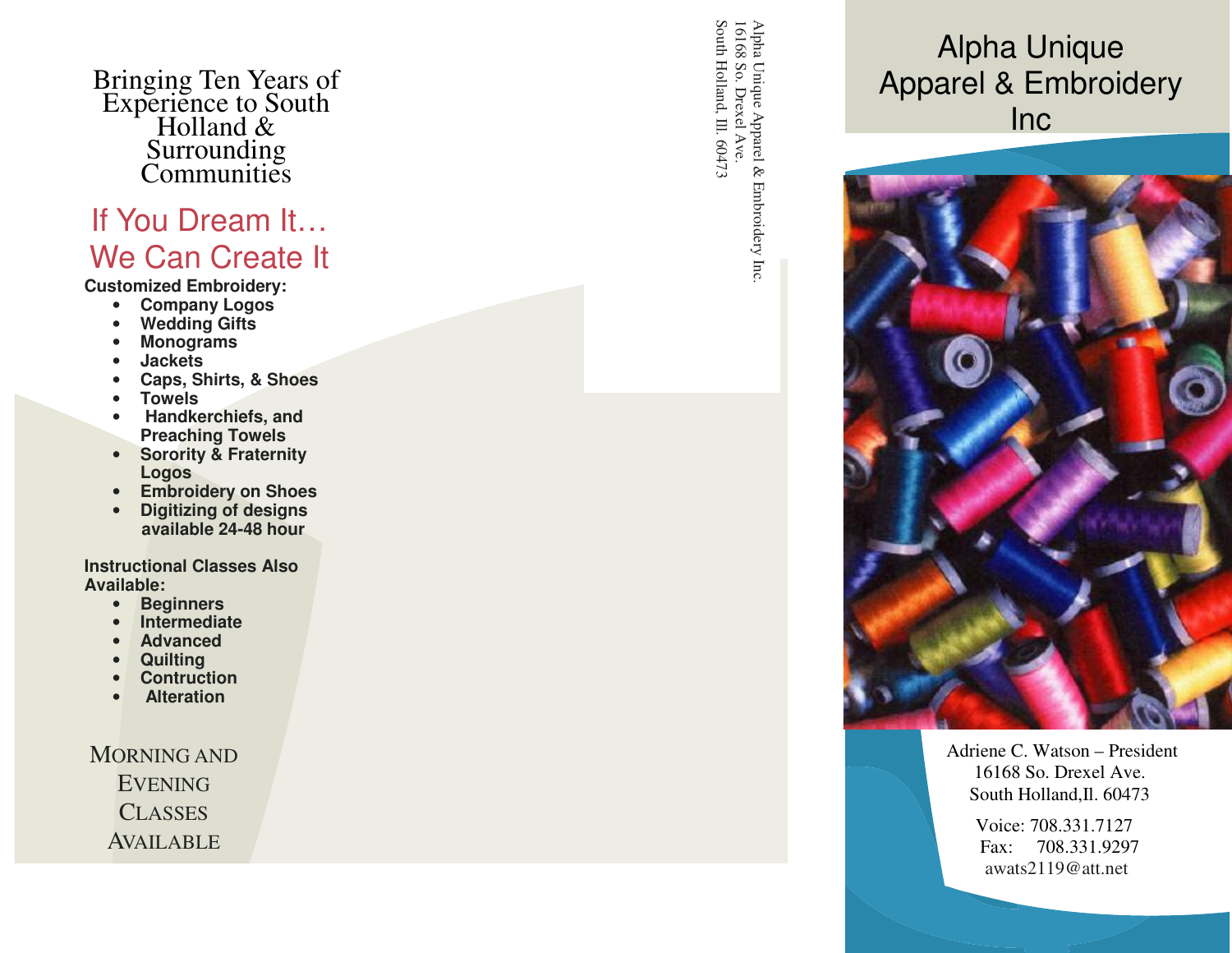Bringing Ten Years of Experience to South Holland & Surrounding Communities

## If You Dream It… We Can Create It

**Customized Embroidery:**

- **Company Logos**
- **Wedding Gifts**
- **Monograms**
- **Jackets**
- **Caps, Shirts, & Shoes**
- **Towels**
- **Handkerchiefs, and Preaching Towels**
- **Sorority & Fraternity Logos**
- **Embroidery on Shoes**
- **Digitizing of designs available 24-48 hour**

**Instructional Classes Also Available:**

- **Beginners**
- **Intermediate**
- **Advanced**
- **Quilting**
- **Contruction**
- **Alteration**

MORNING AND EVENING CLASSES AVAILABLE

Alpha Unique Apparel & Embroidery Inc.
16168 So. Drexel Ave.
South Holland, Ill. 60473

# Alpha Unique Apparel & Embroidery Inc

Adriene C. Watson – President
16168 So. Drexel Ave.
South Holland,Il. 60473

Voice: 708.331.7127
Fax: 708.331.9297
awats2119@att.net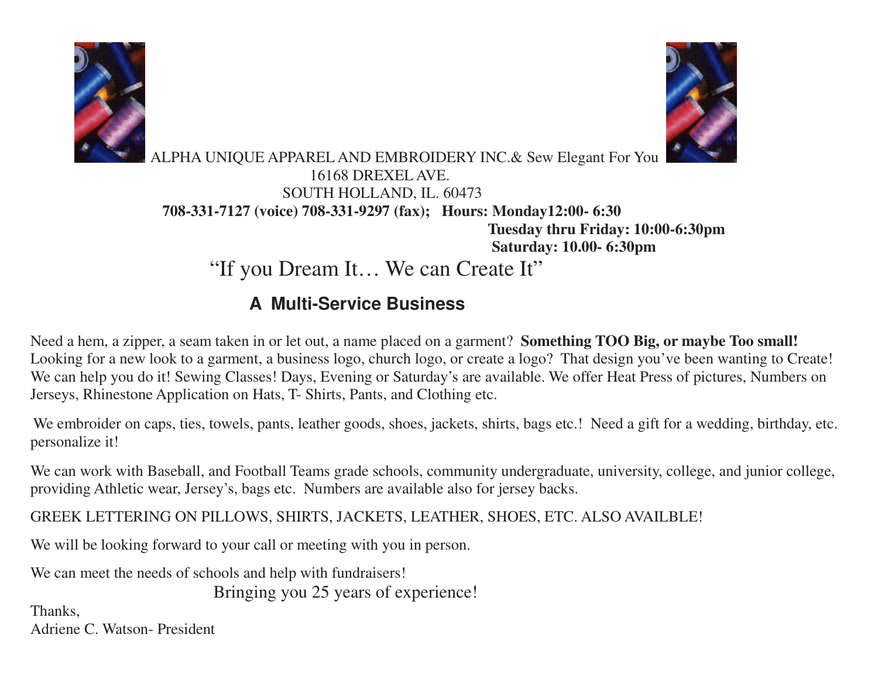ALPHA UNIQUE APPAREL AND EMBROIDERY INC.& Sew Elegant For You
16168 DREXEL AVE.
SOUTH HOLLAND, IL. 60473

**708-331-7127 (voice) 708-331-9297 (fax); Hours: Monday12:00- 6:30**
**Tuesday thru Friday: 10:00-6:30pm**
**Saturday: 10.00- 6:30pm**

“If you Dream It… We can Create It”

## A Multi-Service Business

Need a hem, a zipper, a seam taken in or let out, a name placed on a garment? **Something TOO Big, or maybe Too small!** Looking for a new look to a garment, a business logo, church logo, or create a logo? That design you’ve been wanting to Create! We can help you do it! Sewing Classes! Days, Evening or Saturday’s are available. We offer Heat Press of pictures, Numbers on Jerseys, Rhinestone Application on Hats, T- Shirts, Pants, and Clothing etc.

We embroider on caps, ties, towels, pants, leather goods, shoes, jackets, shirts, bags etc.! Need a gift for a wedding, birthday, etc. personalize it!

We can work with Baseball, and Football Teams grade schools, community undergraduate, university, college, and junior college, providing Athletic wear, Jersey’s, bags etc. Numbers are available also for jersey backs.

GREEK LETTERING ON PILLOWS, SHIRTS, JACKETS, LEATHER, SHOES, ETC. ALSO AVAILBLE!

We will be looking forward to your call or meeting with you in person.

We can meet the needs of schools and help with fundraisers!

Bringing you 25 years of experience!

Thanks,
Adriene C. Watson- President